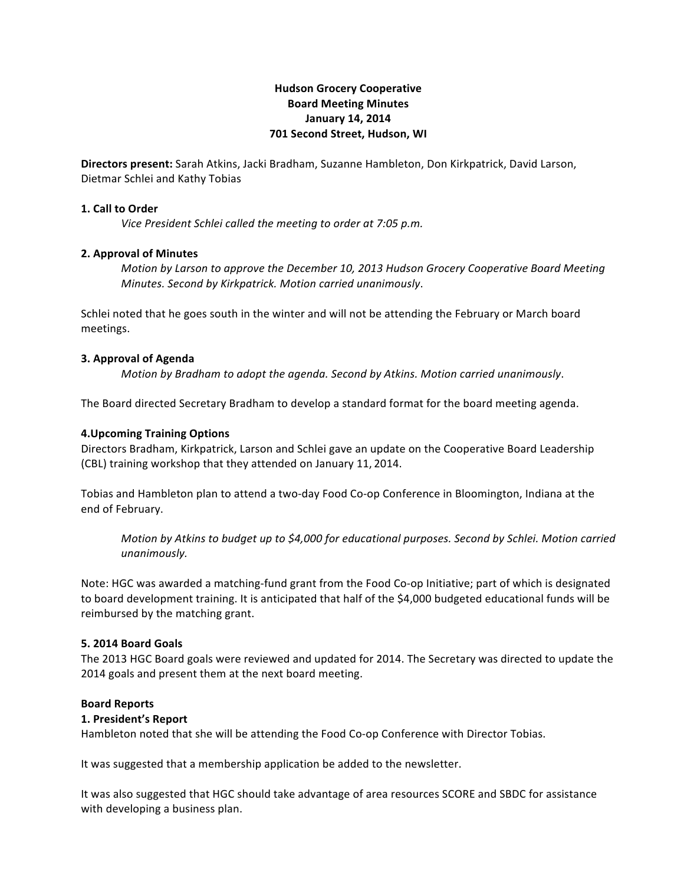**Hudson Grocery Cooperative**
**Board Meeting Minutes**
**January 14, 2014**
**701 Second Street, Hudson, WI**

**Directors present:** Sarah Atkins, Jacki Bradham, Suzanne Hambleton, Don Kirkpatrick, David Larson, Dietmar Schlei and Kathy Tobias

**1. Call to Order**

*Vice President Schlei called the meeting to order at 7:05 p.m.*

**2. Approval of Minutes**

*Motion by Larson to approve the December 10, 2013 Hudson Grocery Cooperative Board Meeting Minutes. Second by Kirkpatrick. Motion carried unanimously*.

Schlei noted that he goes south in the winter and will not be attending the February or March board meetings.

**3. Approval of Agenda**

*Motion by Bradham to adopt the agenda. Second by Atkins. Motion carried unanimously*.

The Board directed Secretary Bradham to develop a standard format for the board meeting agenda.

**4.Upcoming Training Options**

Directors Bradham, Kirkpatrick, Larson and Schlei gave an update on the Cooperative Board Leadership (CBL) training workshop that they attended on January 11, 2014.

Tobias and Hambleton plan to attend a two-day Food Co-op Conference in Bloomington, Indiana at the end of February.

*Motion by Atkins to budget up to $4,000 for educational purposes. Second by Schlei. Motion carried unanimously.*

Note: HGC was awarded a matching-fund grant from the Food Co-op Initiative; part of which is designated to board development training. It is anticipated that half of the $4,000 budgeted educational funds will be reimbursed by the matching grant.

**5. 2014 Board Goals**

The 2013 HGC Board goals were reviewed and updated for 2014. The Secretary was directed to update the 2014 goals and present them at the next board meeting.

**Board Reports**

**1. President's Report**

Hambleton noted that she will be attending the Food Co-op Conference with Director Tobias.

It was suggested that a membership application be added to the newsletter.

It was also suggested that HGC should take advantage of area resources SCORE and SBDC for assistance with developing a business plan.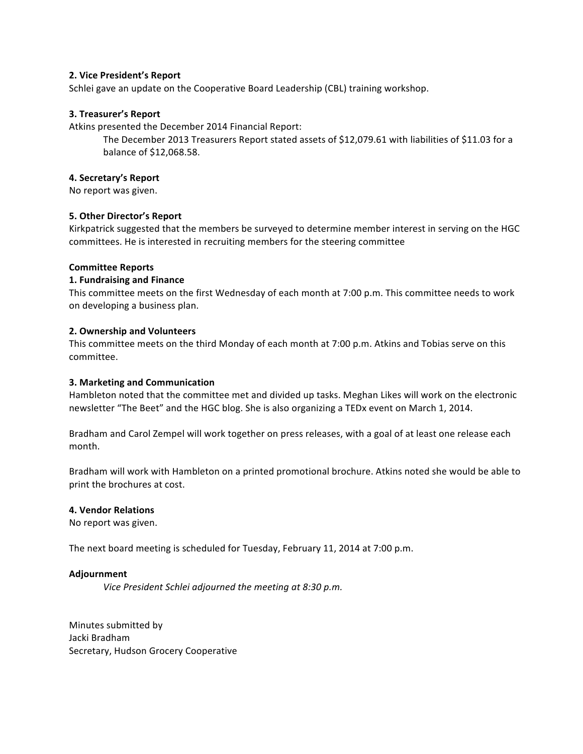**2. Vice President's Report**
Schlei gave an update on the Cooperative Board Leadership (CBL) training workshop.

**3. Treasurer's Report**
Atkins presented the December 2014 Financial Report:

> The December 2013 Treasurers Report stated assets of $12,079.61 with liabilities of $11.03 for a balance of $12,068.58.

**4. Secretary's Report**
No report was given.

**5. Other Director's Report**
Kirkpatrick suggested that the members be surveyed to determine member interest in serving on the HGC committees. He is interested in recruiting members for the steering committee

**Committee Reports**

**1. Fundraising and Finance**
This committee meets on the first Wednesday of each month at 7:00 p.m. This committee needs to work on developing a business plan.

**2. Ownership and Volunteers**
This committee meets on the third Monday of each month at 7:00 p.m. Atkins and Tobias serve on this committee.

**3. Marketing and Communication**
Hambleton noted that the committee met and divided up tasks. Meghan Likes will work on the electronic newsletter "The Beet" and the HGC blog. She is also organizing a TEDx event on March 1, 2014.

Bradham and Carol Zempel will work together on press releases, with a goal of at least one release each month.

Bradham will work with Hambleton on a printed promotional brochure. Atkins noted she would be able to print the brochures at cost.

**4. Vendor Relations**
No report was given.

The next board meeting is scheduled for Tuesday, February 11, 2014 at 7:00 p.m.

**Adjournment**

> *Vice President Schlei adjourned the meeting at 8:30 p.m.*

Minutes submitted by
Jacki Bradham
Secretary, Hudson Grocery Cooperative